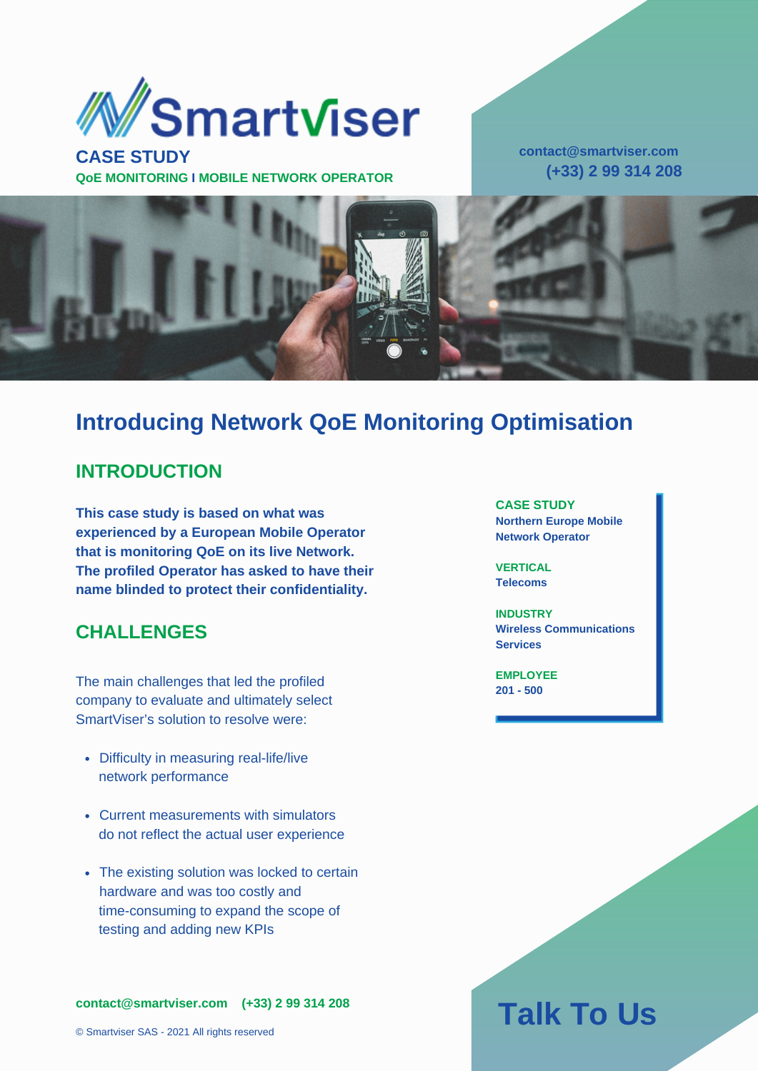Smartviser

**CASE STUDY**

**QoE MONITORING I MOBILE NETWORK OPERATOR**

**contact@smartviser.com**
**(+33) 2 99 314 208**

# Introducing Network QoE Monitoring Optimisation

## INTRODUCTION

**This case study is based on what was experienced by a European Mobile Operator that is monitoring QoE on its live Network. The profiled Operator has asked to have their name blinded to protect their confidentiality.**

**CASE STUDY**
**Northern Europe Mobile Network Operator**

**VERTICAL**
**Telecoms**

**INDUSTRY**
**Wireless Communications Services**

**EMPLOYEE**
**201 - 500**

## CHALLENGES

The main challenges that led the profiled company to evaluate and ultimately select SmartViser's solution to resolve were:

- Difficulty in measuring real-life/live network performance
- Current measurements with simulators do not reflect the actual user experience
- The existing solution was locked to certain hardware and was too costly and time-consuming to expand the scope of testing and adding new KPIs

**contact@smartviser.com** **(+33) 2 99 314 208**

© Smartviser SAS - 2021 All rights reserved

# Talk To Us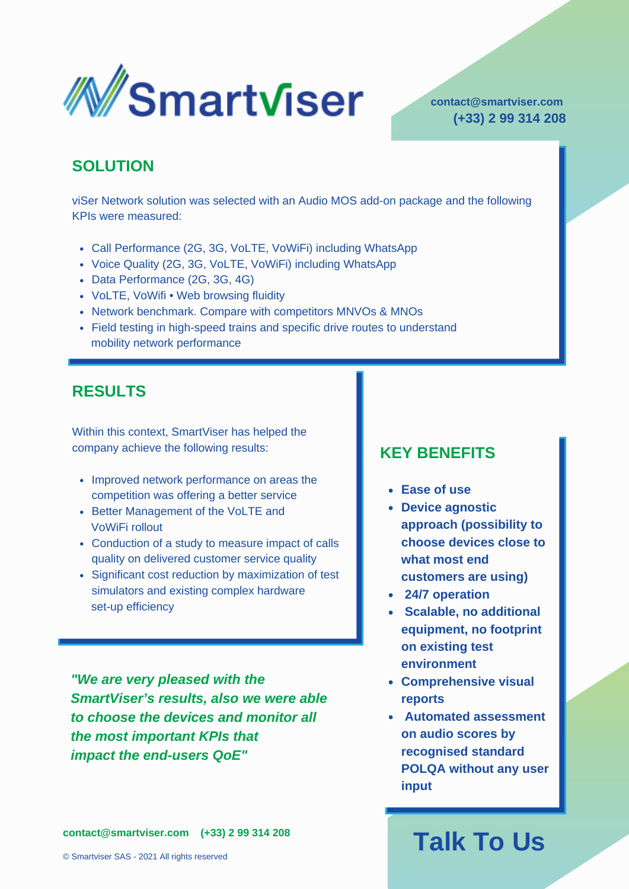Smartviser

contact@smartviser.com
(+33) 2 99 314 208

## SOLUTION

viSer Network solution was selected with an Audio MOS add-on package and the following KPIs were measured:

- Call Performance (2G, 3G, VoLTE, VoWiFi) including WhatsApp
- Voice Quality (2G, 3G, VoLTE, VoWiFi) including WhatsApp
- Data Performance (2G, 3G, 4G)
- VoLTE, VoWifi • Web browsing fluidity
- Network benchmark. Compare with competitors MNVOs & MNOs
- Field testing in high-speed trains and specific drive routes to understand mobility network performance

## RESULTS

Within this context, SmartViser has helped the company achieve the following results:

- Improved network performance on areas the competition was offering a better service
- Better Management of the VoLTE and VoWiFi rollout
- Conduction of a study to measure impact of calls quality on delivered customer service quality
- Significant cost reduction by maximization of test simulators and existing complex hardware set-up efficiency

***"We are very pleased with the SmartViser's results, also we were able to choose the devices and monitor all the most important KPIs that impact the end-users QoE"***

## KEY BENEFITS

- **Ease of use**
- **Device agnostic approach (possibility to choose devices close to what most end customers are using)**
- **24/7 operation**
- **Scalable, no additional equipment, no footprint on existing test environment**
- **Comprehensive visual reports**
- **Automated assessment on audio scores by recognised standard POLQA without any user input**

**contact@smartviser.com (+33) 2 99 314 208**

# Talk To Us

© Smartviser SAS - 2021 All rights reserved